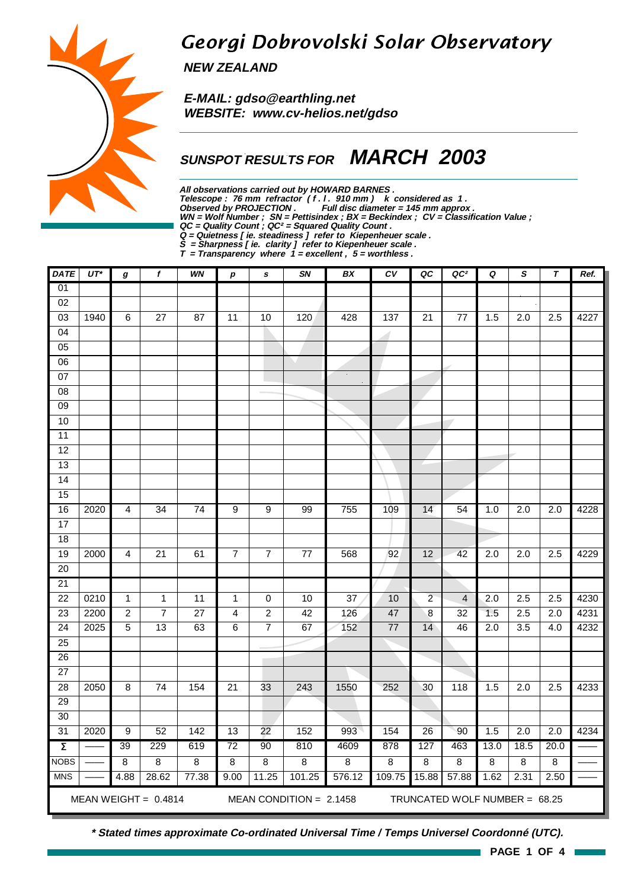# Georgi Dobrovolski Solar Observatory

**NEW ZEALAND**

**E-MAIL: gdso@earthling.net**
**WEBSITE: www.cv-helios.net/gdso**

## SUNSPOT RESULTS FOR MARCH 2003

***All observations carried out by HOWARD BARNES .***
***Telescope : 76 mm refractor ( f . l . 910 mm ) k considered as 1 .***
***Observed by PROJECTION . Full disc diameter = 145 mm approx .***
***WN = Wolf Number ; SN = Pettisindex ; BX = Beckindex ; CV = Classification Value ;***
***QC = Quality Count ; QC² = Squared Quality Count .***
***Q = Quietness [ ie. steadiness ] refer to Kiepenheuer scale .***
***S = Sharpness [ ie. clarity ] refer to Kiepenheuer scale .***
***T = Transparency where 1 = excellent , 5 = worthless .***

| DATE | UT* | g | f | WN | p | s | SN | BX | CV | QC | QC² | Q | S | T | Ref. |
|---|---|---|---|---|---|---|---|---|---|---|---|---|---|---|---|
| 01 | | | | | | | | | | | | | | | |
| 02 | | | | | | | | | | | | | | | |
| 03 | 1940 | 6 | 27 | 87 | 11 | 10 | 120 | 428 | 137 | 21 | 77 | 1.5 | 2.0 | 2.5 | 4227 |
| 04 | | | | | | | | | | | | | | | |
| 05 | | | | | | | | | | | | | | | |
| 06 | | | | | | | | | | | | | | | |
| 07 | | | | | | | | | | | | | | | |
| 08 | | | | | | | | | | | | | | | |
| 09 | | | | | | | | | | | | | | | |
| 10 | | | | | | | | | | | | | | | |
| 11 | | | | | | | | | | | | | | | |
| 12 | | | | | | | | | | | | | | | |
| 13 | | | | | | | | | | | | | | | |
| 14 | | | | | | | | | | | | | | | |
| 15 | | | | | | | | | | | | | | | |
| 16 | 2020 | 4 | 34 | 74 | 9 | 9 | 99 | 755 | 109 | 14 | 54 | 1.0 | 2.0 | 2.0 | 4228 |
| 17 | | | | | | | | | | | | | | | |
| 18 | | | | | | | | | | | | | | | |
| 19 | 2000 | 4 | 21 | 61 | 7 | 7 | 77 | 568 | 92 | 12 | 42 | 2.0 | 2.0 | 2.5 | 4229 |
| 20 | | | | | | | | | | | | | | | |
| 21 | | | | | | | | | | | | | | | |
| 22 | 0210 | 1 | 1 | 11 | 1 | 0 | 10 | 37 | 10 | 2 | 4 | 2.0 | 2.5 | 2.5 | 4230 |
| 23 | 2200 | 2 | 7 | 27 | 4 | 2 | 42 | 126 | 47 | 8 | 32 | 1.5 | 2.5 | 2.0 | 4231 |
| 24 | 2025 | 5 | 13 | 63 | 6 | 7 | 67 | 152 | 77 | 14 | 46 | 2.0 | 3.5 | 4.0 | 4232 |
| 25 | | | | | | | | | | | | | | | |
| 26 | | | | | | | | | | | | | | | |
| 27 | | | | | | | | | | | | | | | |
| 28 | 2050 | 8 | 74 | 154 | 21 | 33 | 243 | 1550 | 252 | 30 | 118 | 1.5 | 2.0 | 2.5 | 4233 |
| 29 | | | | | | | | | | | | | | | |
| 30 | | | | | | | | | | | | | | | |
| 31 | 2020 | 9 | 52 | 142 | 13 | 22 | 152 | 993 | 154 | 26 | 90 | 1.5 | 2.0 | 2.0 | 4234 |
| Σ | —— | 39 | 229 | 619 | 72 | 90 | 810 | 4609 | 878 | 127 | 463 | 13.0 | 18.5 | 20.0 | —— |
| NOBS | —— | 8 | 8 | 8 | 8 | 8 | 8 | 8 | 8 | 8 | 8 | 8 | 8 | 8 | —— |
| MNS | —— | 4.88 | 28.62 | 77.38 | 9.00 | 11.25 | 101.25 | 576.12 | 109.75 | 15.88 | 57.88 | 1.62 | 2.31 | 2.50 | —— |

MEAN WEIGHT = 0.4814 &nbsp;&nbsp;&nbsp; MEAN CONDITION = 2.1458 &nbsp;&nbsp;&nbsp; TRUNCATED WOLF NUMBER = 68.25

***\* Stated times approximate Co-ordinated Universal Time / Temps Universel Coordonné (UTC).***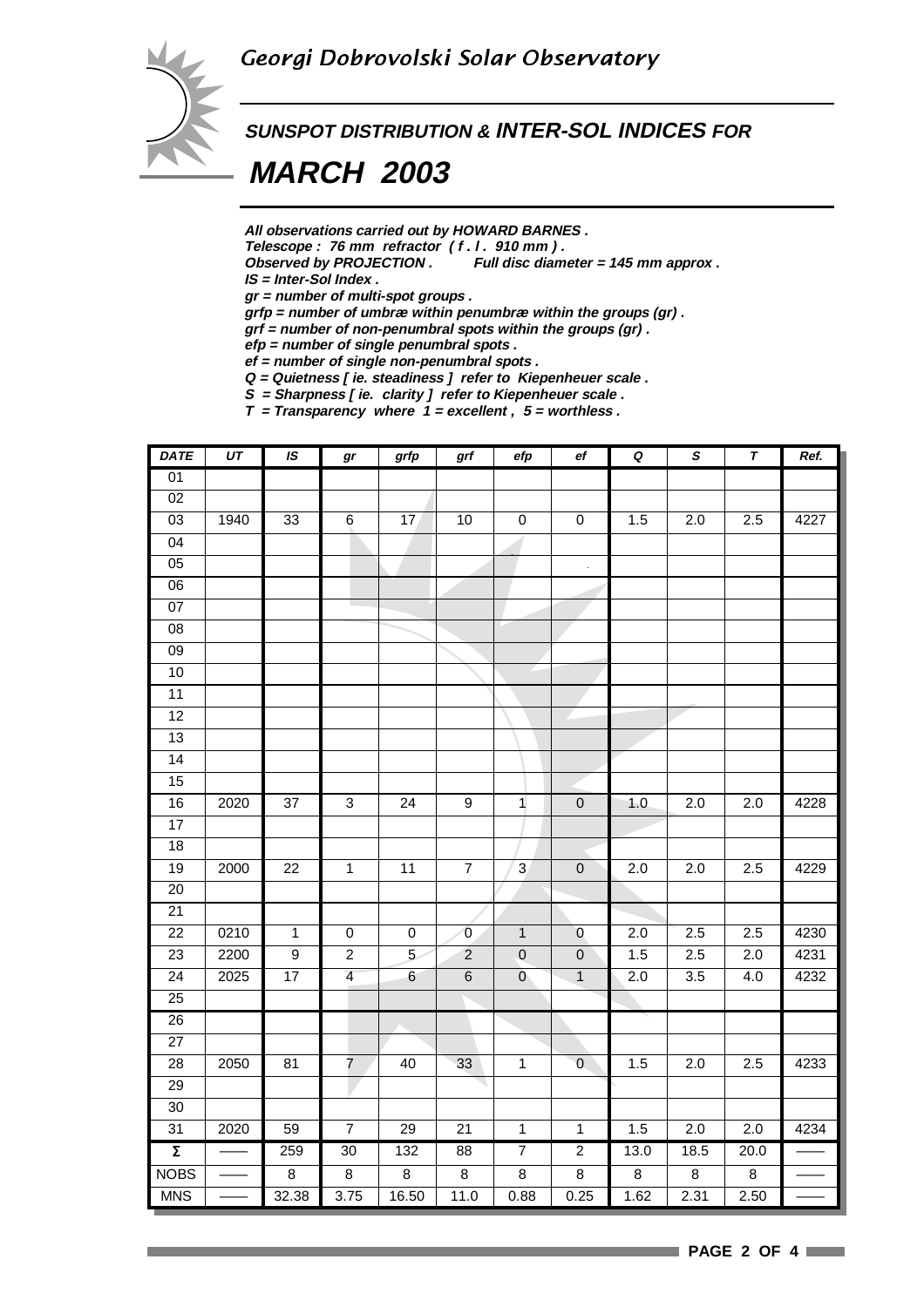## Georgi Dobrovolski Solar Observatory

### SUNSPOT DISTRIBUTION & INTER-SOL INDICES FOR

# MARCH 2003

***All observations carried out by HOWARD BARNES .***
***Telescope : 76 mm refractor ( f . l . 910 mm ) .***
***Observed by PROJECTION . Full disc diameter = 145 mm approx .***
***IS = Inter-Sol Index .***
***gr = number of multi-spot groups .***
***grfp = number of umbræ within penumbræ within the groups (gr) .***
***grf = number of non-penumbral spots within the groups (gr) .***
***efp = number of single penumbral spots .***
***ef = number of single non-penumbral spots .***
***Q = Quietness [ ie. steadiness ] refer to Kiepenheuer scale .***
***S = Sharpness [ ie. clarity ] refer to Kiepenheuer scale .***
***T = Transparency where 1 = excellent , 5 = worthless .***

| DATE | UT | IS | gr | grfp | grf | efp | ef | Q | S | T | Ref. |
|---|---|---|---|---|---|---|---|---|---|---|---|
| 01 | | | | | | | | | | | |
| 02 | | | | | | | | | | | |
| 03 | 1940 | 33 | 6 | 17 | 10 | 0 | 0 | 1.5 | 2.0 | 2.5 | 4227 |
| 04 | | | | | | | | | | | |
| 05 | | | | | | | | | | | |
| 06 | | | | | | | | | | | |
| 07 | | | | | | | | | | | |
| 08 | | | | | | | | | | | |
| 09 | | | | | | | | | | | |
| 10 | | | | | | | | | | | |
| 11 | | | | | | | | | | | |
| 12 | | | | | | | | | | | |
| 13 | | | | | | | | | | | |
| 14 | | | | | | | | | | | |
| 15 | | | | | | | | | | | |
| 16 | 2020 | 37 | 3 | 24 | 9 | 1 | 0 | 1.0 | 2.0 | 2.0 | 4228 |
| 17 | | | | | | | | | | | |
| 18 | | | | | | | | | | | |
| 19 | 2000 | 22 | 1 | 11 | 7 | 3 | 0 | 2.0 | 2.0 | 2.5 | 4229 |
| 20 | | | | | | | | | | | |
| 21 | | | | | | | | | | | |
| 22 | 0210 | 1 | 0 | 0 | 0 | 1 | 0 | 2.0 | 2.5 | 2.5 | 4230 |
| 23 | 2200 | 9 | 2 | 5 | 2 | 0 | 0 | 1.5 | 2.5 | 2.0 | 4231 |
| 24 | 2025 | 17 | 4 | 6 | 6 | 0 | 1 | 2.0 | 3.5 | 4.0 | 4232 |
| 25 | | | | | | | | | | | |
| 26 | | | | | | | | | | | |
| 27 | | | | | | | | | | | |
| 28 | 2050 | 81 | 7 | 40 | 33 | 1 | 0 | 1.5 | 2.0 | 2.5 | 4233 |
| 29 | | | | | | | | | | | |
| 30 | | | | | | | | | | | |
| 31 | 2020 | 59 | 7 | 29 | 21 | 1 | 1 | 1.5 | 2.0 | 2.0 | 4234 |
| $\Sigma$ | —— | 259 | 30 | 132 | 88 | 7 | 2 | 13.0 | 18.5 | 20.0 | —— |
| NOBS | —— | 8 | 8 | 8 | 8 | 8 | 8 | 8 | 8 | 8 | —— |
| MNS | —— | 32.38 | 3.75 | 16.50 | 11.0 | 0.88 | 0.25 | 1.62 | 2.31 | 2.50 | —— |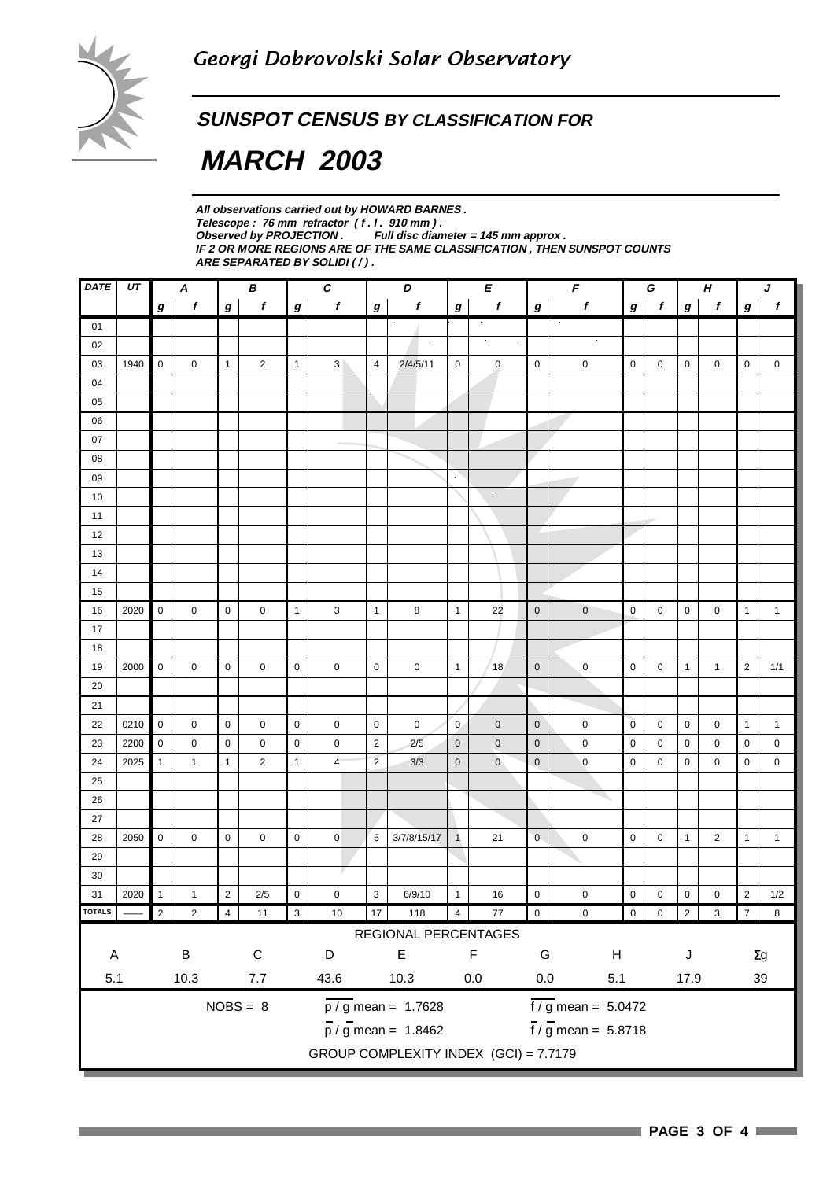## Georgi Dobrovolski Solar Observatory

### SUNSPOT CENSUS BY CLASSIFICATION FOR

# MARCH 2003

***All observations carried out by HOWARD BARNES .***
***Telescope : 76 mm refractor ( f . l . 910 mm ) .***
***Observed by PROJECTION . Full disc diameter = 145 mm approx .***
***IF 2 OR MORE REGIONS ARE OF THE SAME CLASSIFICATION , THEN SUNSPOT COUNTS ARE SEPARATED BY SOLIDI ( / ) .***

| DATE | UT | A | | B | | C | | D | | E | | F | | G | | H | | J | |
|---|---|---|---|---|---|---|---|---|---|---|---|---|---|---|---|---|---|---|---|
| | | g | f | g | f | g | f | g | f | g | f | g | f | g | f | g | f | g | f |
| 01 | | | | | | | | | | | | | | | | | | | |
| 02 | | | | | | | | | | | | | | | | | | | |
| 03 | 1940 | 0 | 0 | 1 | 2 | 1 | 3 | 4 | 2/4/5/11 | 0 | 0 | 0 | 0 | 0 | 0 | 0 | 0 | 0 | 0 |
| 04 | | | | | | | | | | | | | | | | | | | |
| 05 | | | | | | | | | | | | | | | | | | | |
| 06 | | | | | | | | | | | | | | | | | | | |
| 07 | | | | | | | | | | | | | | | | | | | |
| 08 | | | | | | | | | | | | | | | | | | | |
| 09 | | | | | | | | | | | | | | | | | | | |
| 10 | | | | | | | | | | | | | | | | | | | |
| 11 | | | | | | | | | | | | | | | | | | | |
| 12 | | | | | | | | | | | | | | | | | | | |
| 13 | | | | | | | | | | | | | | | | | | | |
| 14 | | | | | | | | | | | | | | | | | | | |
| 15 | | | | | | | | | | | | | | | | | | | |
| 16 | 2020 | 0 | 0 | 0 | 0 | 1 | 3 | 1 | 8 | 1 | 22 | 0 | 0 | 0 | 0 | 0 | 0 | 1 | 1 |
| 17 | | | | | | | | | | | | | | | | | | | |
| 18 | | | | | | | | | | | | | | | | | | | |
| 19 | 2000 | 0 | 0 | 0 | 0 | 0 | 0 | 0 | 0 | 1 | 18 | 0 | 0 | 0 | 0 | 1 | 1 | 2 | 1/1 |
| 20 | | | | | | | | | | | | | | | | | | | |
| 21 | | | | | | | | | | | | | | | | | | | |
| 22 | 0210 | 0 | 0 | 0 | 0 | 0 | 0 | 0 | 0 | 0 | 0 | 0 | 0 | 0 | 0 | 0 | 0 | 1 | 1 |
| 23 | 2200 | 0 | 0 | 0 | 0 | 0 | 0 | 2 | 2/5 | 0 | 0 | 0 | 0 | 0 | 0 | 0 | 0 | 0 | 0 |
| 24 | 2025 | 1 | 1 | 1 | 2 | 1 | 4 | 2 | 3/3 | 0 | 0 | 0 | 0 | 0 | 0 | 0 | 0 | 0 | 0 |
| 25 | | | | | | | | | | | | | | | | | | | |
| 26 | | | | | | | | | | | | | | | | | | | |
| 27 | | | | | | | | | | | | | | | | | | | |
| 28 | 2050 | 0 | 0 | 0 | 0 | 0 | 0 | 5 | 3/7/8/15/17 | 1 | 21 | 0 | 0 | 0 | 0 | 1 | 2 | 1 | 1 |
| 29 | | | | | | | | | | | | | | | | | | | |
| 30 | | | | | | | | | | | | | | | | | | | |
| 31 | 2020 | 1 | 1 | 2 | 2/5 | 0 | 0 | 3 | 6/9/10 | 1 | 16 | 0 | 0 | 0 | 0 | 0 | 0 | 2 | 1/2 |
| TOTALS | —— | 2 | 2 | 4 | 11 | 3 | 10 | 17 | 118 | 4 | 77 | 0 | 0 | 0 | 0 | 2 | 3 | 7 | 8 |

REGIONAL PERCENTAGES

| A | B | C | D | E | F | G | H | J | Σg |
|---|---|---|---|---|---|---|---|---|---|
| 5.1 | 10.3 | 7.7 | 43.6 | 10.3 | 0.0 | 0.0 | 5.1 | 17.9 | 39 |

NOBS = 8

$p / g$ mean = 1.7628

$f / g$ mean = 5.0472

$\overline{p} / \overline{g}$ mean = 1.8462

$\overline{f} / \overline{g}$ mean = 5.8718

GROUP COMPLEXITY INDEX (GCI) = 7.7179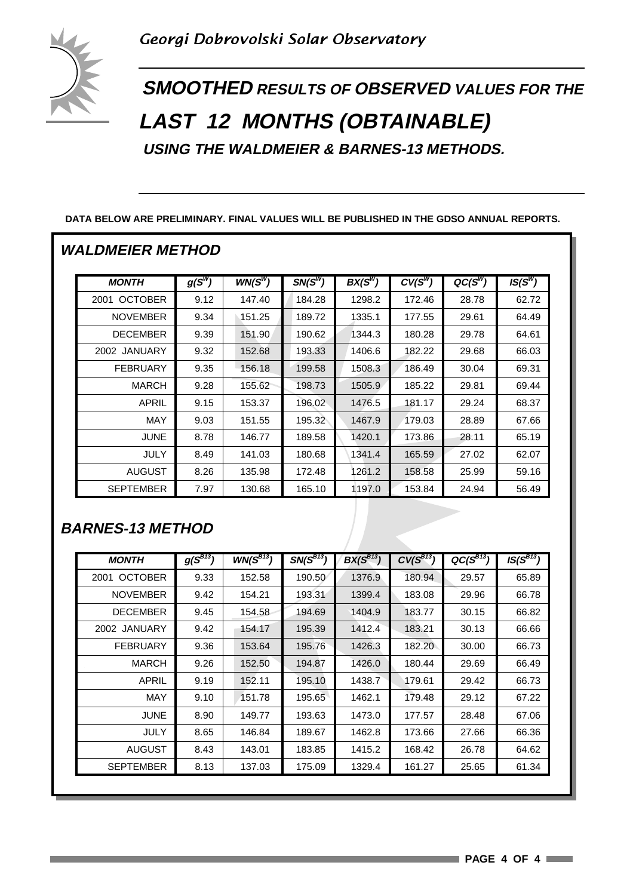Georgi Dobrovolski Solar Observatory

# SMOOTHED RESULTS OF OBSERVED VALUES FOR THE LAST 12 MONTHS (OBTAINABLE)

## USING THE WALDMEIER & BARNES-13 METHODS.

**DATA BELOW ARE PRELIMINARY. FINAL VALUES WILL BE PUBLISHED IN THE GDSO ANNUAL REPORTS.**

## WALDMEIER METHOD

| MONTH | $g(S^W)$ | $WN(S^W)$ | $SN(S^W)$ | $BX(S^W)$ | $CV(S^W)$ | $QC(S^W)$ | $IS(S^W)$ |
|---|---|---|---|---|---|---|---|
| 2001 OCTOBER | 9.12 | 147.40 | 184.28 | 1298.2 | 172.46 | 28.78 | 62.72 |
| NOVEMBER | 9.34 | 151.25 | 189.72 | 1335.1 | 177.55 | 29.61 | 64.49 |
| DECEMBER | 9.39 | 151.90 | 190.62 | 1344.3 | 180.28 | 29.78 | 64.61 |
| 2002 JANUARY | 9.32 | 152.68 | 193.33 | 1406.6 | 182.22 | 29.68 | 66.03 |
| FEBRUARY | 9.35 | 156.18 | 199.58 | 1508.3 | 186.49 | 30.04 | 69.31 |
| MARCH | 9.28 | 155.62 | 198.73 | 1505.9 | 185.22 | 29.81 | 69.44 |
| APRIL | 9.15 | 153.37 | 196.02 | 1476.5 | 181.17 | 29.24 | 68.37 |
| MAY | 9.03 | 151.55 | 195.32 | 1467.9 | 179.03 | 28.89 | 67.66 |
| JUNE | 8.78 | 146.77 | 189.58 | 1420.1 | 173.86 | 28.11 | 65.19 |
| JULY | 8.49 | 141.03 | 180.68 | 1341.4 | 165.59 | 27.02 | 62.07 |
| AUGUST | 8.26 | 135.98 | 172.48 | 1261.2 | 158.58 | 25.99 | 59.16 |
| SEPTEMBER | 7.97 | 130.68 | 165.10 | 1197.0 | 153.84 | 24.94 | 56.49 |

## BARNES-13 METHOD

| MONTH | $g(S^{B13})$ | $WN(S^{B13})$ | $SN(S^{B13})$ | $BX(S^{B13})$ | $CV(S^{B13})$ | $QC(S^{B13})$ | $IS(S^{B13})$ |
|---|---|---|---|---|---|---|---|
| 2001 OCTOBER | 9.33 | 152.58 | 190.50 | 1376.9 | 180.94 | 29.57 | 65.89 |
| NOVEMBER | 9.42 | 154.21 | 193.31 | 1399.4 | 183.08 | 29.96 | 66.78 |
| DECEMBER | 9.45 | 154.58 | 194.69 | 1404.9 | 183.77 | 30.15 | 66.82 |
| 2002 JANUARY | 9.42 | 154.17 | 195.39 | 1412.4 | 183.21 | 30.13 | 66.66 |
| FEBRUARY | 9.36 | 153.64 | 195.76 | 1426.3 | 182.20 | 30.00 | 66.73 |
| MARCH | 9.26 | 152.50 | 194.87 | 1426.0 | 180.44 | 29.69 | 66.49 |
| APRIL | 9.19 | 152.11 | 195.10 | 1438.7 | 179.61 | 29.42 | 66.73 |
| MAY | 9.10 | 151.78 | 195.65 | 1462.1 | 179.48 | 29.12 | 67.22 |
| JUNE | 8.90 | 149.77 | 193.63 | 1473.0 | 177.57 | 28.48 | 67.06 |
| JULY | 8.65 | 146.84 | 189.67 | 1462.8 | 173.66 | 27.66 | 66.36 |
| AUGUST | 8.43 | 143.01 | 183.85 | 1415.2 | 168.42 | 26.78 | 64.62 |
| SEPTEMBER | 8.13 | 137.03 | 175.09 | 1329.4 | 161.27 | 25.65 | 61.34 |